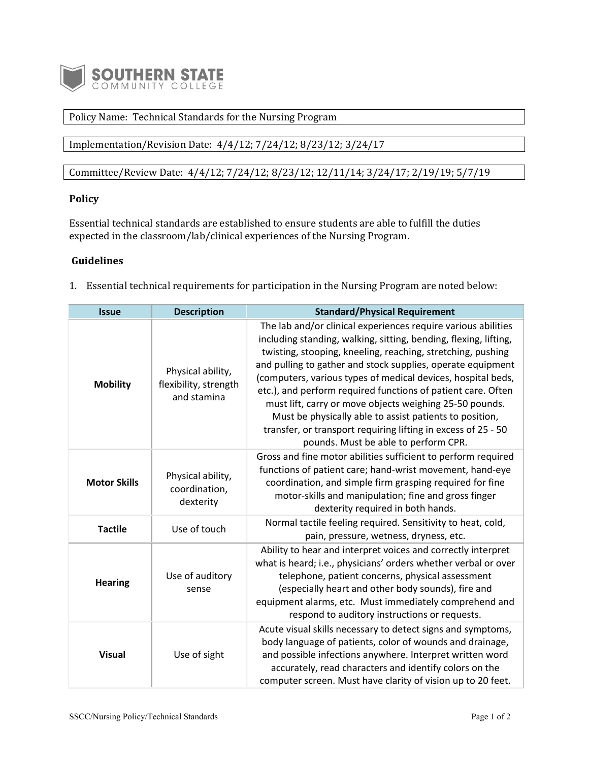SOUTHERN STATE COMMUNITY COLLEGE

Policy Name: Technical Standards for the Nursing Program

Implementation/Revision Date: 4/4/12; 7/24/12; 8/23/12; 3/24/17

Committee/Review Date: 4/4/12; 7/24/12; 8/23/12; 12/11/14; 3/24/17; 2/19/19; 5/7/19

## Policy

Essential technical standards are established to ensure students are able to fulfill the duties expected in the classroom/lab/clinical experiences of the Nursing Program.

## Guidelines

1. Essential technical requirements for participation in the Nursing Program are noted below:

| Issue | Description | Standard/Physical Requirement |
|---|---|---|
| **Mobility** | Physical ability, flexibility, strength and stamina | The lab and/or clinical experiences require various abilities including standing, walking, sitting, bending, flexing, lifting, twisting, stooping, kneeling, reaching, stretching, pushing and pulling to gather and stock supplies, operate equipment (computers, various types of medical devices, hospital beds, etc.), and perform required functions of patient care. Often must lift, carry or move objects weighing 25-50 pounds. Must be physically able to assist patients to position, transfer, or transport requiring lifting in excess of 25 - 50 pounds. Must be able to perform CPR. |
| **Motor Skills** | Physical ability, coordination, dexterity | Gross and fine motor abilities sufficient to perform required functions of patient care; hand-wrist movement, hand-eye coordination, and simple firm grasping required for fine motor-skills and manipulation; fine and gross finger dexterity required in both hands. |
| **Tactile** | Use of touch | Normal tactile feeling required. Sensitivity to heat, cold, pain, pressure, wetness, dryness, etc. |
| **Hearing** | Use of auditory sense | Ability to hear and interpret voices and correctly interpret what is heard; i.e., physicians' orders whether verbal or over telephone, patient concerns, physical assessment (especially heart and other body sounds), fire and equipment alarms, etc. Must immediately comprehend and respond to auditory instructions or requests. |
| **Visual** | Use of sight | Acute visual skills necessary to detect signs and symptoms, body language of patients, color of wounds and drainage, and possible infections anywhere. Interpret written word accurately, read characters and identify colors on the computer screen. Must have clarity of vision up to 20 feet. |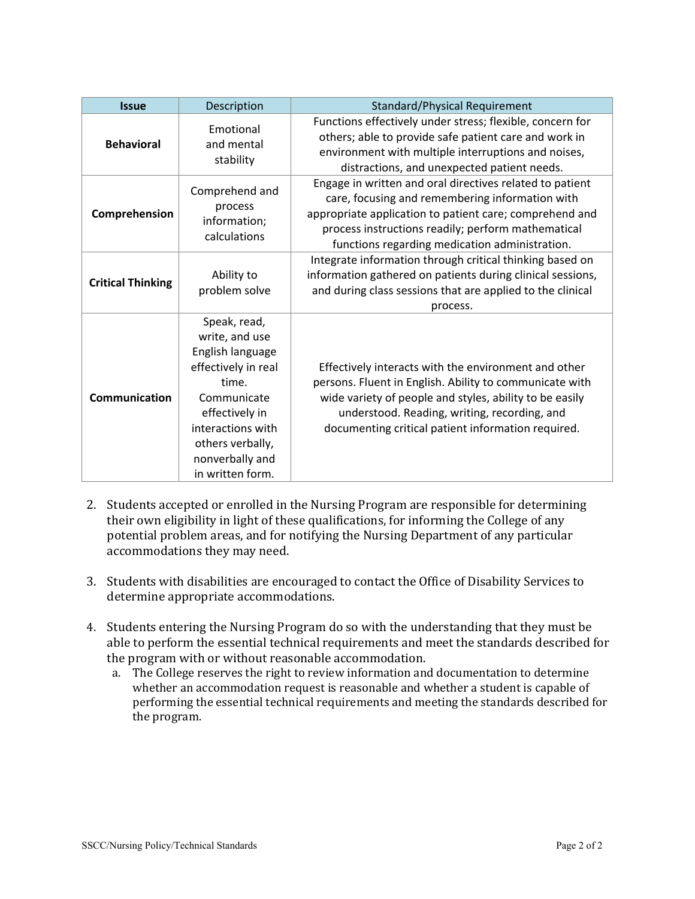| Issue | Description | Standard/Physical Requirement |
| --- | --- | --- |
| **Behavioral** | Emotional and mental stability | Functions effectively under stress; flexible, concern for others; able to provide safe patient care and work in environment with multiple interruptions and noises, distractions, and unexpected patient needs. |
| **Comprehension** | Comprehend and process information; calculations | Engage in written and oral directives related to patient care, focusing and remembering information with appropriate application to patient care; comprehend and process instructions readily; perform mathematical functions regarding medication administration. |
| **Critical Thinking** | Ability to problem solve | Integrate information through critical thinking based on information gathered on patients during clinical sessions, and during class sessions that are applied to the clinical process. |
| **Communication** | Speak, read, write, and use English language effectively in real time. Communicate effectively in interactions with others verbally, nonverbally and in written form. | Effectively interacts with the environment and other persons. Fluent in English. Ability to communicate with wide variety of people and styles, ability to be easily understood. Reading, writing, recording, and documenting critical patient information required. |

2. Students accepted or enrolled in the Nursing Program are responsible for determining their own eligibility in light of these qualifications, for informing the College of any potential problem areas, and for notifying the Nursing Department of any particular accommodations they may need.

3. Students with disabilities are encouraged to contact the Office of Disability Services to determine appropriate accommodations.

4. Students entering the Nursing Program do so with the understanding that they must be able to perform the essential technical requirements and meet the standards described for the program with or without reasonable accommodation.
    a. The College reserves the right to review information and documentation to determine whether an accommodation request is reasonable and whether a student is capable of performing the essential technical requirements and meeting the standards described for the program.